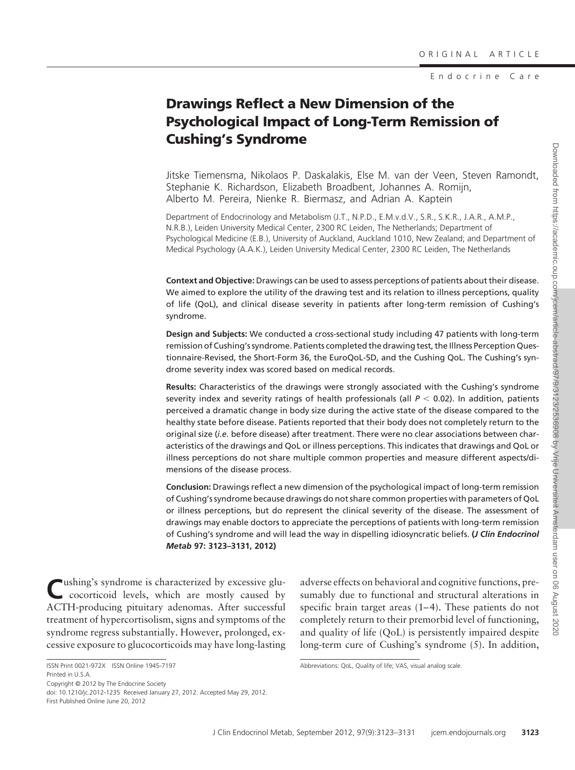ORIGINAL ARTICLE

Endocrine Care

# Drawings Reflect a New Dimension of the Psychological Impact of Long-Term Remission of Cushing's Syndrome

Jitske Tiemensma, Nikolaos P. Daskalakis, Else M. van der Veen, Steven Ramondt, Stephanie K. Richardson, Elizabeth Broadbent, Johannes A. Romijn, Alberto M. Pereira, Nienke R. Biermasz, and Adrian A. Kaptein

Department of Endocrinology and Metabolism (J.T., N.P.D., E.M.v.d.V., S.R., S.K.R., J.A.R., A.M.P., N.R.B.), Leiden University Medical Center, 2300 RC Leiden, The Netherlands; Department of Psychological Medicine (E.B.), University of Auckland, Auckland 1010, New Zealand; and Department of Medical Psychology (A.A.K.), Leiden University Medical Center, 2300 RC Leiden, The Netherlands

**Context and Objective:** Drawings can be used to assess perceptions of patients about their disease. We aimed to explore the utility of the drawing test and its relation to illness perceptions, quality of life (QoL), and clinical disease severity in patients after long-term remission of Cushing's syndrome.

**Design and Subjects:** We conducted a cross-sectional study including 47 patients with long-term remission of Cushing's syndrome. Patients completed the drawing test, the Illness Perception Questionnaire-Revised, the Short-Form 36, the EuroQoL-5D, and the Cushing QoL. The Cushing's syndrome severity index was scored based on medical records.

**Results:** Characteristics of the drawings were strongly associated with the Cushing's syndrome severity index and severity ratings of health professionals (all $P < 0.02$). In addition, patients perceived a dramatic change in body size during the active state of the disease compared to the healthy state before disease. Patients reported that their body does not completely return to the original size (*i.e.* before disease) after treatment. There were no clear associations between characteristics of the drawings and QoL or illness perceptions. This indicates that drawings and QoL or illness perceptions do not share multiple common properties and measure different aspects/dimensions of the disease process.

**Conclusion:** Drawings reflect a new dimension of the psychological impact of long-term remission of Cushing's syndrome because drawings do not share common properties with parameters of QoL or illness perceptions, but do represent the clinical severity of the disease. The assessment of drawings may enable doctors to appreciate the perceptions of patients with long-term remission of Cushing's syndrome and will lead the way in dispelling idiosyncratic beliefs. ***(J Clin Endocrinol Metab* 97: 3123–3131, 2012)**

Cushing's syndrome is characterized by excessive glucocorticoid levels, which are mostly caused by ACTH-producing pituitary adenomas. After successful treatment of hypercortisolism, signs and symptoms of the syndrome regress substantially. However, prolonged, excessive exposure to glucocorticoids may have long-lasting adverse effects on behavioral and cognitive functions, presumably due to functional and structural alterations in specific brain target areas (1–4). These patients do not completely return to their premorbid level of functioning, and quality of life (QoL) is persistently impaired despite long-term cure of Cushing's syndrome (5). In addition,

ISSN Print 0021-972X ISSN Online 1945-7197
Printed in U.S.A.
Copyright © 2012 by The Endocrine Society
doi: 10.1210/jc.2012-1235 Received January 27, 2012. Accepted May 29, 2012.
First Published Online June 20, 2012

Abbreviations: QoL, Quality of life; VAS, visual analog scale.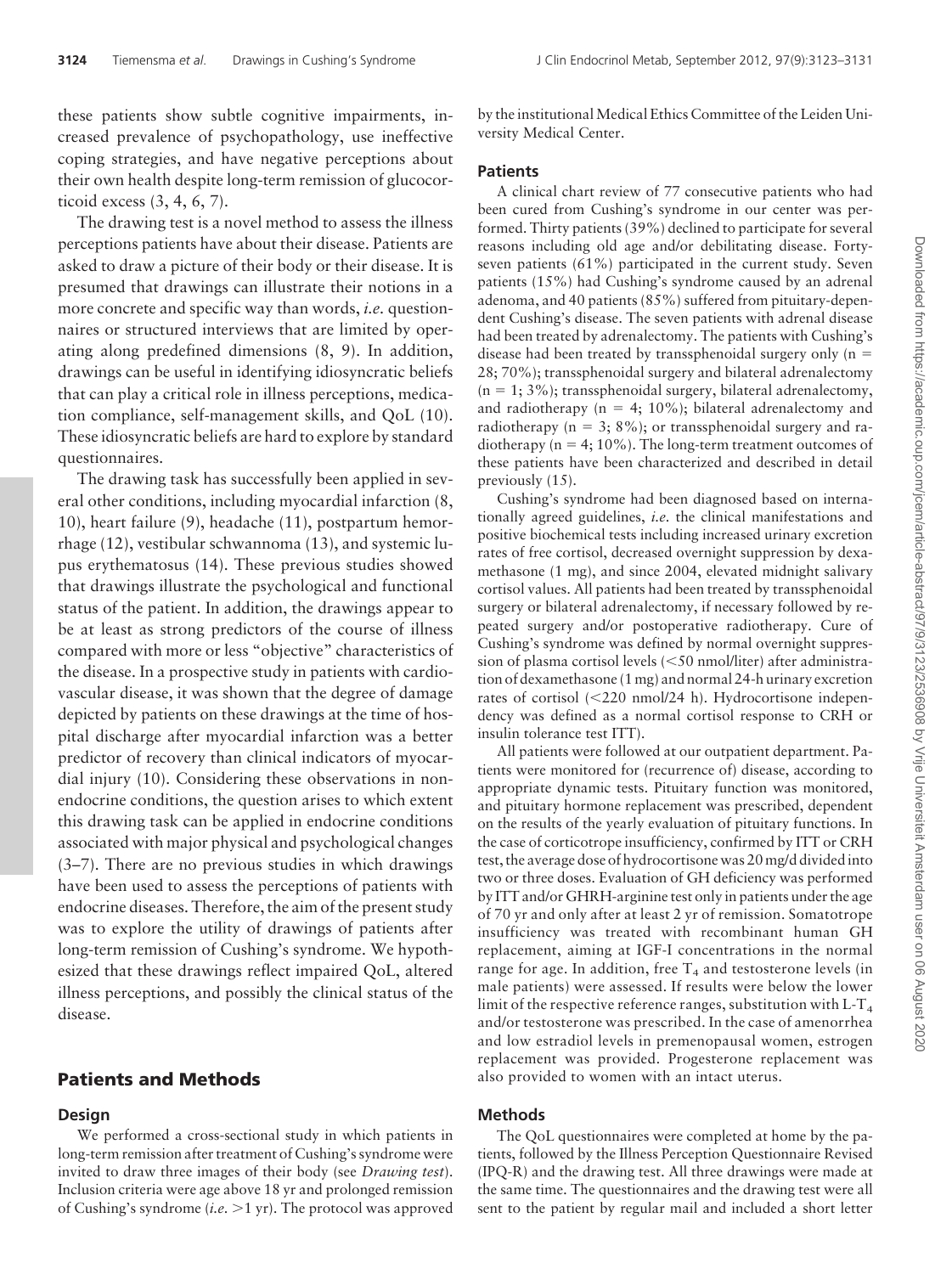these patients show subtle cognitive impairments, increased prevalence of psychopathology, use ineffective coping strategies, and have negative perceptions about their own health despite long-term remission of glucocorticoid excess (3, 4, 6, 7).

The drawing test is a novel method to assess the illness perceptions patients have about their disease. Patients are asked to draw a picture of their body or their disease. It is presumed that drawings can illustrate their notions in a more concrete and specific way than words, *i.e.* questionnaires or structured interviews that are limited by operating along predefined dimensions (8, 9). In addition, drawings can be useful in identifying idiosyncratic beliefs that can play a critical role in illness perceptions, medication compliance, self-management skills, and QoL (10). These idiosyncratic beliefs are hard to explore by standard questionnaires.

The drawing task has successfully been applied in several other conditions, including myocardial infarction (8, 10), heart failure (9), headache (11), postpartum hemorrhage (12), vestibular schwannoma (13), and systemic lupus erythematosus (14). These previous studies showed that drawings illustrate the psychological and functional status of the patient. In addition, the drawings appear to be at least as strong predictors of the course of illness compared with more or less "objective" characteristics of the disease. In a prospective study in patients with cardiovascular disease, it was shown that the degree of damage depicted by patients on these drawings at the time of hospital discharge after myocardial infarction was a better predictor of recovery than clinical indicators of myocardial injury (10). Considering these observations in nonendocrine conditions, the question arises to which extent this drawing task can be applied in endocrine conditions associated with major physical and psychological changes (3–7). There are no previous studies in which drawings have been used to assess the perceptions of patients with endocrine diseases. Therefore, the aim of the present study was to explore the utility of drawings of patients after long-term remission of Cushing's syndrome. We hypothesized that these drawings reflect impaired QoL, altered illness perceptions, and possibly the clinical status of the disease.

## Patients and Methods

### Design

We performed a cross-sectional study in which patients in long-term remission after treatment of Cushing's syndrome were invited to draw three images of their body (see *Drawing test*). Inclusion criteria were age above 18 yr and prolonged remission of Cushing's syndrome (*i.e.* >1 yr). The protocol was approved by the institutional Medical Ethics Committee of the Leiden University Medical Center.

### Patients

A clinical chart review of 77 consecutive patients who had been cured from Cushing's syndrome in our center was performed. Thirty patients (39%) declined to participate for several reasons including old age and/or debilitating disease. Forty-seven patients (61%) participated in the current study. Seven patients (15%) had Cushing's syndrome caused by an adrenal adenoma, and 40 patients (85%) suffered from pituitary-dependent Cushing's disease. The seven patients with adrenal disease had been treated by adrenalectomy. The patients with Cushing's disease had been treated by transsphenoidal surgery only (n = 28; 70%); transsphenoidal surgery and bilateral adrenalectomy (n = 1; 3%); transsphenoidal surgery, bilateral adrenalectomy, and radiotherapy (n = 4; 10%); bilateral adrenalectomy and radiotherapy (n = 3; 8%); or transsphenoidal surgery and radiotherapy (n = 4; 10%). The long-term treatment outcomes of these patients have been characterized and described in detail previously (15).

Cushing's syndrome had been diagnosed based on internationally agreed guidelines, *i.e.* the clinical manifestations and positive biochemical tests including increased urinary excretion rates of free cortisol, decreased overnight suppression by dexamethasone (1 mg), and since 2004, elevated midnight salivary cortisol values. All patients had been treated by transsphenoidal surgery or bilateral adrenalectomy, if necessary followed by repeated surgery and/or postoperative radiotherapy. Cure of Cushing's syndrome was defined by normal overnight suppression of plasma cortisol levels (<50 nmol/liter) after administration of dexamethasone (1 mg) and normal 24-h urinary excretion rates of cortisol (<220 nmol/24 h). Hydrocortisone independency was defined as a normal cortisol response to CRH or insulin tolerance test ITT).

All patients were followed at our outpatient department. Patients were monitored for (recurrence of) disease, according to appropriate dynamic tests. Pituitary function was monitored, and pituitary hormone replacement was prescribed, dependent on the results of the yearly evaluation of pituitary functions. In the case of corticotrope insufficiency, confirmed by ITT or CRH test, the average dose of hydrocortisone was 20 mg/d divided into two or three doses. Evaluation of GH deficiency was performed by ITT and/or GHRH-arginine test only in patients under the age of 70 yr and only after at least 2 yr of remission. Somatotrope insufficiency was treated with recombinant human GH replacement, aiming at IGF-I concentrations in the normal range for age. In addition, free $T_4$ and testosterone levels (in male patients) were assessed. If results were below the lower limit of the respective reference ranges, substitution with L-$T_4$ and/or testosterone was prescribed. In the case of amenorrhea and low estradiol levels in premenopausal women, estrogen replacement was provided. Progesterone replacement was also provided to women with an intact uterus.

### Methods

The QoL questionnaires were completed at home by the patients, followed by the Illness Perception Questionnaire Revised (IPQ-R) and the drawing test. All three drawings were made at the same time. The questionnaires and the drawing test were all sent to the patient by regular mail and included a short letter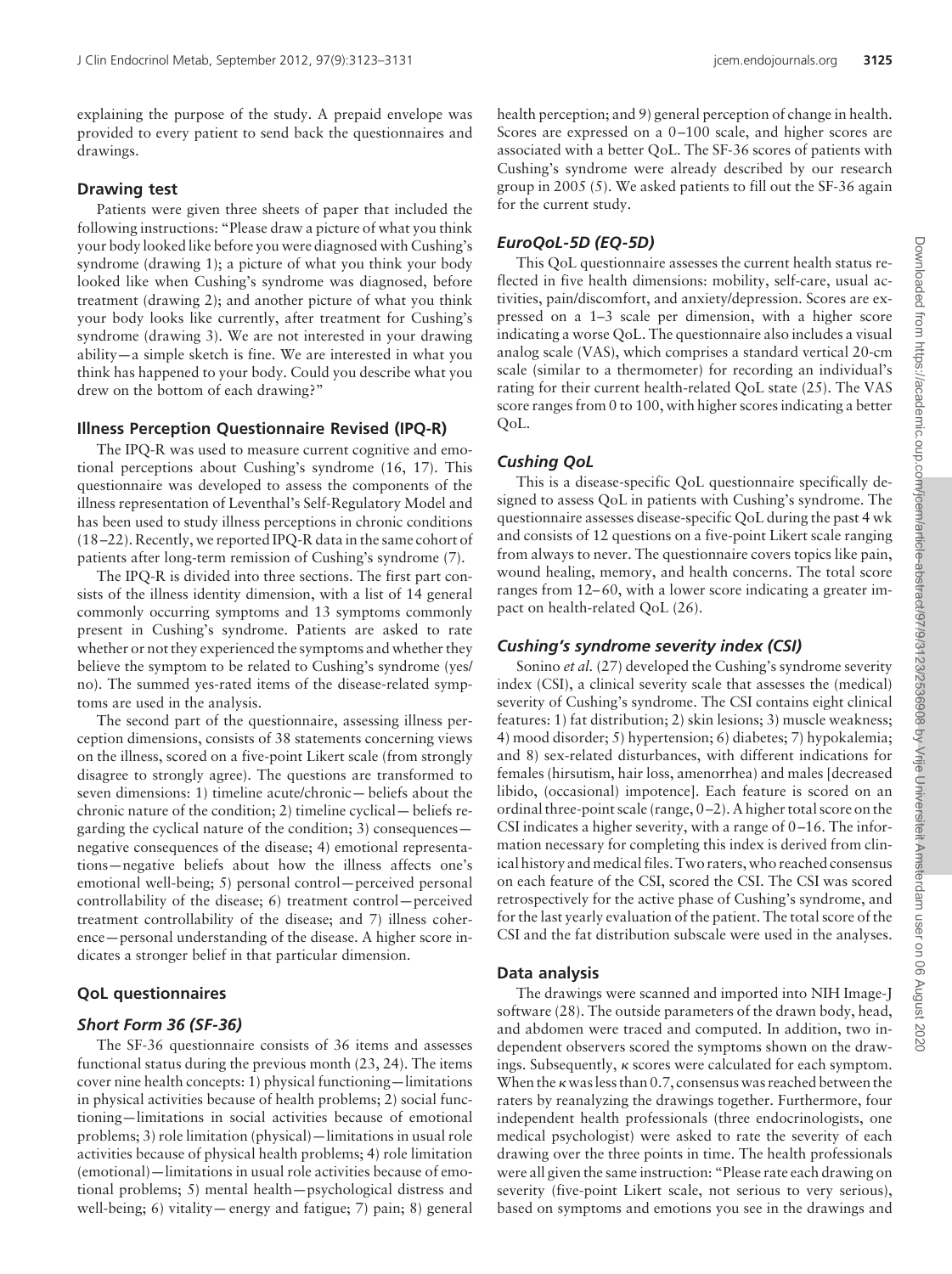explaining the purpose of the study. A prepaid envelope was provided to every patient to send back the questionnaires and drawings.

### Drawing test

Patients were given three sheets of paper that included the following instructions: "Please draw a picture of what you think your body looked like before you were diagnosed with Cushing's syndrome (drawing 1); a picture of what you think your body looked like when Cushing's syndrome was diagnosed, before treatment (drawing 2); and another picture of what you think your body looks like currently, after treatment for Cushing's syndrome (drawing 3). We are not interested in your drawing ability—a simple sketch is fine. We are interested in what you think has happened to your body. Could you describe what you drew on the bottom of each drawing?"

### Illness Perception Questionnaire Revised (IPQ-R)

The IPQ-R was used to measure current cognitive and emotional perceptions about Cushing's syndrome (16, 17). This questionnaire was developed to assess the components of the illness representation of Leventhal's Self-Regulatory Model and has been used to study illness perceptions in chronic conditions (18–22). Recently, we reported IPQ-R data in the same cohort of patients after long-term remission of Cushing's syndrome (7).

The IPQ-R is divided into three sections. The first part consists of the illness identity dimension, with a list of 14 general commonly occurring symptoms and 13 symptoms commonly present in Cushing's syndrome. Patients are asked to rate whether or not they experienced the symptoms and whether they believe the symptom to be related to Cushing's syndrome (yes/no). The summed yes-rated items of the disease-related symptoms are used in the analysis.

The second part of the questionnaire, assessing illness perception dimensions, consists of 38 statements concerning views on the illness, scored on a five-point Likert scale (from strongly disagree to strongly agree). The questions are transformed to seven dimensions: 1) timeline acute/chronic—beliefs about the chronic nature of the condition; 2) timeline cyclical—beliefs regarding the cyclical nature of the condition; 3) consequences—negative consequences of the disease; 4) emotional representations—negative beliefs about how the illness affects one's emotional well-being; 5) personal control—perceived personal controllability of the disease; 6) treatment control—perceived treatment controllability of the disease; and 7) illness coherence—personal understanding of the disease. A higher score indicates a stronger belief in that particular dimension.

### QoL questionnaires

#### *Short Form 36 (SF-36)*

The SF-36 questionnaire consists of 36 items and assesses functional status during the previous month (23, 24). The items cover nine health concepts: 1) physical functioning—limitations in physical activities because of health problems; 2) social functioning—limitations in social activities because of emotional problems; 3) role limitation (physical)—limitations in usual role activities because of physical health problems; 4) role limitation (emotional)—limitations in usual role activities because of emotional problems; 5) mental health—psychological distress and well-being; 6) vitality—energy and fatigue; 7) pain; 8) general health perception; and 9) general perception of change in health. Scores are expressed on a 0–100 scale, and higher scores are associated with a better QoL. The SF-36 scores of patients with Cushing's syndrome were already described by our research group in 2005 (5). We asked patients to fill out the SF-36 again for the current study.

#### *EuroQoL-5D (EQ-5D)*

This QoL questionnaire assesses the current health status reflected in five health dimensions: mobility, self-care, usual activities, pain/discomfort, and anxiety/depression. Scores are expressed on a 1–3 scale per dimension, with a higher score indicating a worse QoL. The questionnaire also includes a visual analog scale (VAS), which comprises a standard vertical 20-cm scale (similar to a thermometer) for recording an individual's rating for their current health-related QoL state (25). The VAS score ranges from 0 to 100, with higher scores indicating a better QoL.

#### *Cushing QoL*

This is a disease-specific QoL questionnaire specifically designed to assess QoL in patients with Cushing's syndrome. The questionnaire assesses disease-specific QoL during the past 4 wk and consists of 12 questions on a five-point Likert scale ranging from always to never. The questionnaire covers topics like pain, wound healing, memory, and health concerns. The total score ranges from 12–60, with a lower score indicating a greater impact on health-related QoL (26).

#### *Cushing's syndrome severity index (CSI)*

Sonino *et al.* (27) developed the Cushing's syndrome severity index (CSI), a clinical severity scale that assesses the (medical) severity of Cushing's syndrome. The CSI contains eight clinical features: 1) fat distribution; 2) skin lesions; 3) muscle weakness; 4) mood disorder; 5) hypertension; 6) diabetes; 7) hypokalemia; and 8) sex-related disturbances, with different indications for females (hirsutism, hair loss, amenorrhea) and males [decreased libido, (occasional) impotence]. Each feature is scored on an ordinal three-point scale (range, 0–2). A higher total score on the CSI indicates a higher severity, with a range of 0–16. The information necessary for completing this index is derived from clinical history and medical files. Two raters, who reached consensus on each feature of the CSI, scored the CSI. The CSI was scored retrospectively for the active phase of Cushing's syndrome, and for the last yearly evaluation of the patient. The total score of the CSI and the fat distribution subscale were used in the analyses.

### Data analysis

The drawings were scanned and imported into NIH Image-J software (28). The outside parameters of the drawn body, head, and abdomen were traced and computed. In addition, two independent observers scored the symptoms shown on the drawings. Subsequently, $\kappa$ scores were calculated for each symptom. When the $\kappa$ was less than 0.7, consensus was reached between the raters by reanalyzing the drawings together. Furthermore, four independent health professionals (three endocrinologists, one medical psychologist) were asked to rate the severity of each drawing over the three points in time. The health professionals were all given the same instruction: "Please rate each drawing on severity (five-point Likert scale, not serious to very serious), based on symptoms and emotions you see in the drawings and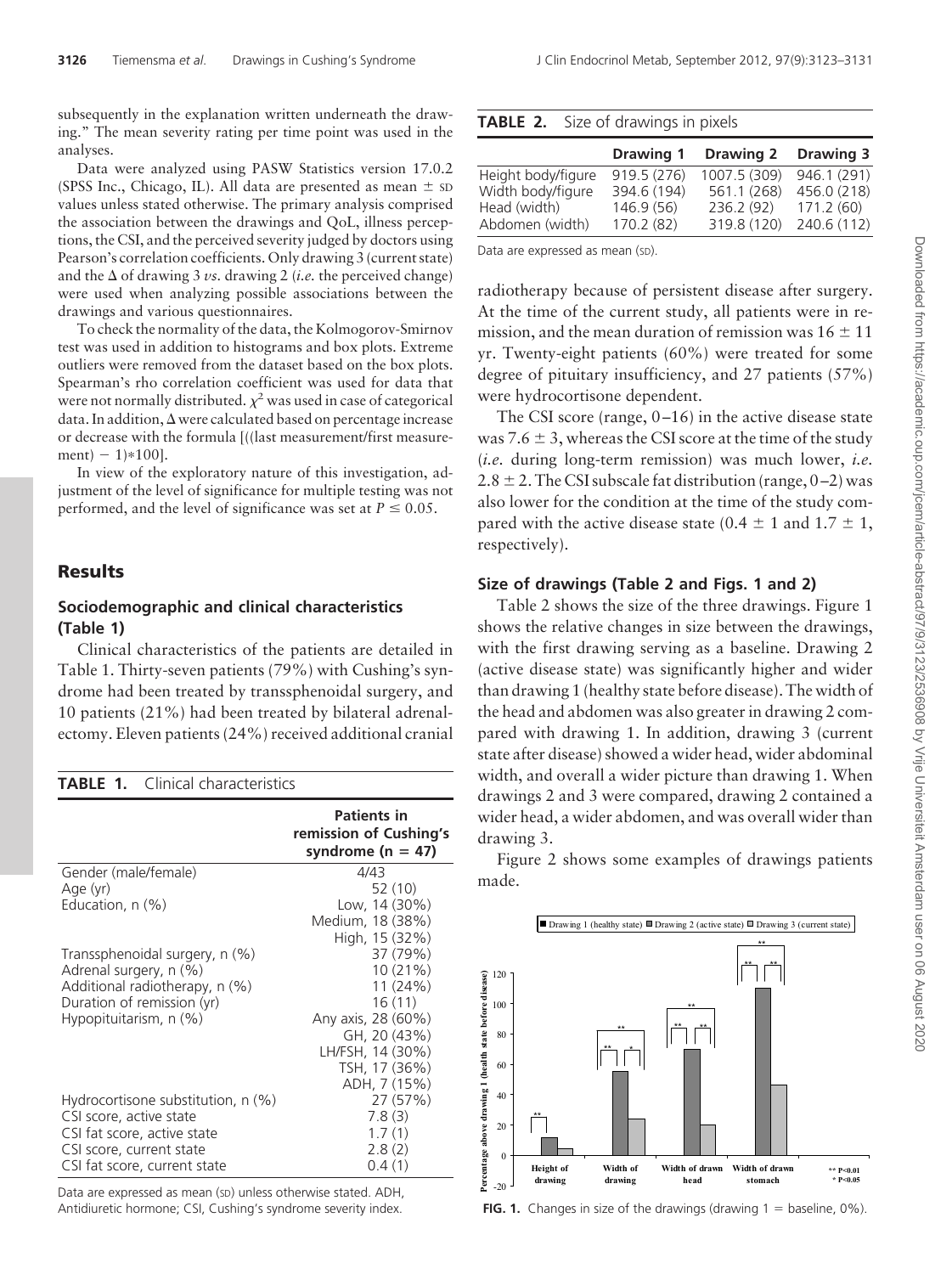subsequently in the explanation written underneath the drawing." The mean severity rating per time point was used in the analyses.

Data were analyzed using PASW Statistics version 17.0.2 (SPSS Inc., Chicago, IL). All data are presented as mean ± SD values unless stated otherwise. The primary analysis comprised the association between the drawings and QoL, illness perceptions, the CSI, and the perceived severity judged by doctors using Pearson's correlation coefficients. Only drawing 3 (current state) and the Δ of drawing 3 *vs.* drawing 2 (*i.e.* the perceived change) were used when analyzing possible associations between the drawings and various questionnaires.

To check the normality of the data, the Kolmogorov-Smirnov test was used in addition to histograms and box plots. Extreme outliers were removed from the dataset based on the box plots. Spearman's rho correlation coefficient was used for data that were not normally distributed. $\chi^2$ was used in case of categorical data. In addition, Δ were calculated based on percentage increase or decrease with the formula [((last measurement/first measurement) − 1)*100].

In view of the exploratory nature of this investigation, adjustment of the level of significance for multiple testing was not performed, and the level of significance was set at $P \leq 0.05$.

## Results

### Sociodemographic and clinical characteristics (Table 1)

Clinical characteristics of the patients are detailed in Table 1. Thirty-seven patients (79%) with Cushing's syndrome had been treated by transsphenoidal surgery, and 10 patients (21%) had been treated by bilateral adrenalectomy. Eleven patients (24%) received additional cranial radiotherapy because of persistent disease after surgery. At the time of the current study, all patients were in remission, and the mean duration of remission was 16 ± 11 yr. Twenty-eight patients (60%) were treated for some degree of pituitary insufficiency, and 27 patients (57%) were hydrocortisone dependent.

**TABLE 1.** Clinical characteristics

| | Patients in remission of Cushing's syndrome (n = 47) |
|---|---|
| Gender (male/female) | 4/43 |
| Age (yr) | 52 (10) |
| Education, n (%) | Low, 14 (30%) |
| | Medium, 18 (38%) |
| | High, 15 (32%) |
| Transsphenoidal surgery, n (%) | 37 (79%) |
| Adrenal surgery, n (%) | 10 (21%) |
| Additional radiotherapy, n (%) | 11 (24%) |
| Duration of remission (yr) | 16 (11) |
| Hypopituitarism, n (%) | Any axis, 28 (60%) |
| | GH, 20 (43%) |
| | LH/FSH, 14 (30%) |
| | TSH, 17 (36%) |
| | ADH, 7 (15%) |
| Hydrocortisone substitution, n (%) | 27 (57%) |
| CSI score, active state | 7.8 (3) |
| CSI fat score, active state | 1.7 (1) |
| CSI score, current state | 2.8 (2) |
| CSI fat score, current state | 0.4 (1) |

Data are expressed as mean (SD) unless otherwise stated. ADH, Antidiuretic hormone; CSI, Cushing's syndrome severity index.

The CSI score (range, 0–16) in the active disease state was 7.6 ± 3, whereas the CSI score at the time of the study (*i.e.* during long-term remission) was much lower, *i.e.* 2.8 ± 2. The CSI subscale fat distribution (range, 0–2) was also lower for the condition at the time of the study compared with the active disease state (0.4 ± 1 and 1.7 ± 1, respectively).

**TABLE 2.** Size of drawings in pixels

| | Drawing 1 | Drawing 2 | Drawing 3 |
|---|---|---|---|
| Height body/figure | 919.5 (276) | 1007.5 (309) | 946.1 (291) |
| Width body/figure | 394.6 (194) | 561.1 (268) | 456.0 (218) |
| Head (width) | 146.9 (56) | 236.2 (92) | 171.2 (60) |
| Abdomen (width) | 170.2 (82) | 319.8 (120) | 240.6 (112) |

Data are expressed as mean (SD).

### Size of drawings (Table 2 and Figs. 1 and 2)

Table 2 shows the size of the three drawings. Figure 1 shows the relative changes in size between the drawings, with the first drawing serving as a baseline. Drawing 2 (active disease state) was significantly higher and wider than drawing 1 (healthy state before disease). The width of the head and abdomen was also greater in drawing 2 compared with drawing 1. In addition, drawing 3 (current state after disease) showed a wider head, wider abdominal width, and overall a wider picture than drawing 1. When drawings 2 and 3 were compared, drawing 2 contained a wider head, a wider abdomen, and was overall wider than drawing 3.

Figure 2 shows some examples of drawings patients made.

**FIG. 1.** Changes in size of the drawings (drawing 1 = baseline, 0%).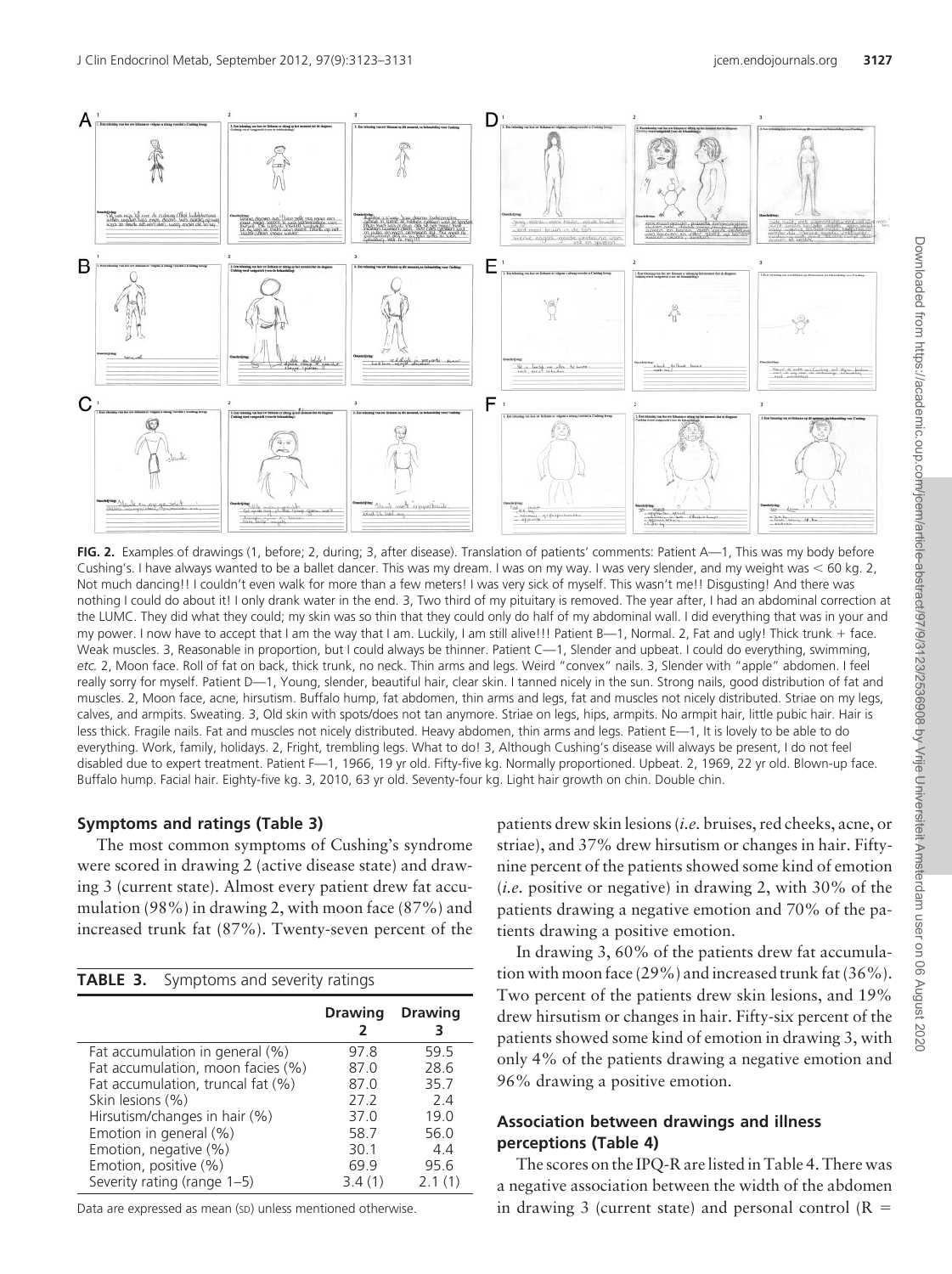**FIG. 2.** Examples of drawings (1, before; 2, during; 3, after disease). Translation of patients' comments: Patient A—1, This was my body before Cushing's. I have always wanted to be a ballet dancer. This was my dream. I was on my way. I was very slender, and my weight was < 60 kg. 2, Not much dancing!! I couldn't even walk for more than a few meters! I was very sick of myself. This wasn't me!! Disgusting! And there was nothing I could do about it! I only drank water in the end. 3, Two third of my pituitary is removed. The year after, I had an abdominal correction at the LUMC. They did what they could; my skin was so thin that they could only do half of my abdominal wall. I did everything that was in your and my power. I now have to accept that I am the way that I am. Luckily, I am still alive!!! Patient B—1, Normal. 2, Fat and ugly! Thick trunk + face. Weak muscles. 3, Reasonable in proportion, but I could always be thinner. Patient C—1, Slender and upbeat. I could do everything, swimming, *etc.* 2, Moon face. Roll of fat on back, thick trunk, no neck. Thin arms and legs. Weird "convex" nails. 3, Slender with "apple" abdomen. I feel really sorry for myself. Patient D—1, Young, slender, beautiful hair, clear skin. I tanned nicely in the sun. Strong nails, good distribution of fat and muscles. 2, Moon face, acne, hirsutism. Buffalo hump, fat abdomen, thin arms and legs, fat and muscles not nicely distributed. Striae on my legs, calves, and armpits. Sweating. 3, Old skin with spots/does not tan anymore. Striae on legs, hips, armpits. No armpit hair, little pubic hair. Hair is less thick. Fragile nails. Fat and muscles not nicely distributed. Heavy abdomen, thin arms and legs. Patient E—1, It is lovely to be able to do everything. Work, family, holidays. 2, Fright, trembling legs. What to do! 3, Although Cushing's disease will always be present, I do not feel disabled due to expert treatment. Patient F—1, 1966, 19 yr old. Fifty-five kg. Normally proportioned. Upbeat. 2, 1969, 22 yr old. Blown-up face. Buffalo hump. Facial hair. Eighty-five kg. 3, 2010, 63 yr old. Seventy-four kg. Light hair growth on chin. Double chin.

### Symptoms and ratings (Table 3)

The most common symptoms of Cushing's syndrome were scored in drawing 2 (active disease state) and drawing 3 (current state). Almost every patient drew fat accumulation (98%) in drawing 2, with moon face (87%) and increased trunk fat (87%). Twenty-seven percent of the patients drew skin lesions (*i.e.* bruises, red cheeks, acne, or striae), and 37% drew hirsutism or changes in hair. Fifty-nine percent of the patients showed some kind of emotion (*i.e.* positive or negative) in drawing 2, with 30% of the patients drawing a negative emotion and 70% of the patients drawing a positive emotion.

**TABLE 3.** Symptoms and severity ratings

| | Drawing 2 | Drawing 3 |
|---|---|---|
| Fat accumulation in general (%) | 97.8 | 59.5 |
| Fat accumulation, moon facies (%) | 87.0 | 28.6 |
| Fat accumulation, truncal fat (%) | 87.0 | 35.7 |
| Skin lesions (%) | 27.2 | 2.4 |
| Hirsutism/changes in hair (%) | 37.0 | 19.0 |
| Emotion in general (%) | 58.7 | 56.0 |
| Emotion, negative (%) | 30.1 | 4.4 |
| Emotion, positive (%) | 69.9 | 95.6 |
| Severity rating (range 1–5) | 3.4 (1) | 2.1 (1) |

Data are expressed as mean (SD) unless mentioned otherwise.

In drawing 3, 60% of the patients drew fat accumulation with moon face (29%) and increased trunk fat (36%). Two percent of the patients drew skin lesions, and 19% drew hirsutism or changes in hair. Fifty-six percent of the patients showed some kind of emotion in drawing 3, with only 4% of the patients drawing a negative emotion and 96% drawing a positive emotion.

### Association between drawings and illness perceptions (Table 4)

The scores on the IPQ-R are listed in Table 4. There was a negative association between the width of the abdomen in drawing 3 (current state) and personal control (R =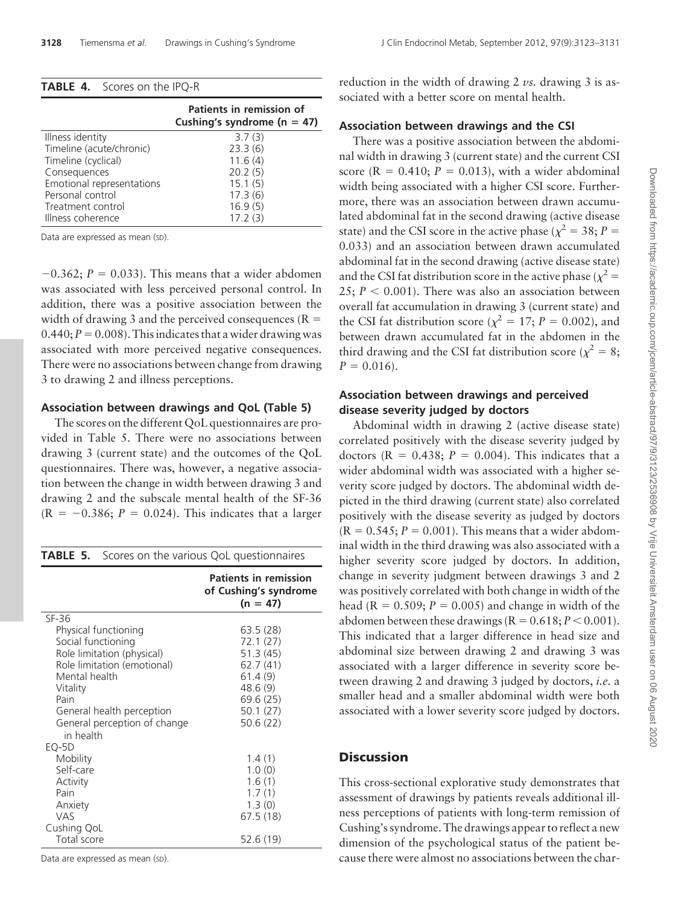**TABLE 4.** Scores on the IPQ-R

| | Patients in remission of Cushing's syndrome (n = 47) |
|---|---|
| Illness identity | 3.7 (3) |
| Timeline (acute/chronic) | 23.3 (6) |
| Timeline (cyclical) | 11.6 (4) |
| Consequences | 20.2 (5) |
| Emotional representations | 15.1 (5) |
| Personal control | 17.3 (6) |
| Treatment control | 16.9 (5) |
| Illness coherence | 17.2 (3) |

Data are expressed as mean (SD).

−0.362; $P = 0.033$). This means that a wider abdomen was associated with less perceived personal control. In addition, there was a positive association between the width of drawing 3 and the perceived consequences ($R = 0.440$; $P = 0.008$). This indicates that a wider drawing was associated with more perceived negative consequences. There were no associations between change from drawing 3 to drawing 2 and illness perceptions.

### Association between drawings and QoL (Table 5)

The scores on the different QoL questionnaires are provided in Table 5. There were no associations between drawing 3 (current state) and the outcomes of the QoL questionnaires. There was, however, a negative association between the change in width between drawing 3 and drawing 2 and the subscale mental health of the SF-36 ($R = -0.386$; $P = 0.024$). This indicates that a larger reduction in the width of drawing 2 *vs.* drawing 3 is associated with a better score on mental health.

**TABLE 5.** Scores on the various QoL questionnaires

| | Patients in remission of Cushing's syndrome (n = 47) |
|---|---|
| SF-36 | |
| Physical functioning | 63.5 (28) |
| Social functioning | 72.1 (27) |
| Role limitation (physical) | 51.3 (45) |
| Role limitation (emotional) | 62.7 (41) |
| Mental health | 61.4 (9) |
| Vitality | 48.6 (9) |
| Pain | 69.6 (25) |
| General health perception | 50.1 (27) |
| General perception of change in health | 50.6 (22) |
| EQ-5D | |
| Mobility | 1.4 (1) |
| Self-care | 1.0 (0) |
| Activity | 1.6 (1) |
| Pain | 1.7 (1) |
| Anxiety | 1.3 (0) |
| VAS | 67.5 (18) |
| Cushing QoL | |
| Total score | 52.6 (19) |

Data are expressed as mean (SD).

### Association between drawings and the CSI

There was a positive association between the abdominal width in drawing 3 (current state) and the current CSI score ($R = 0.410$; $P = 0.013$), with a wider abdominal width being associated with a higher CSI score. Furthermore, there was an association between drawn accumulated abdominal fat in the second drawing (active disease state) and the CSI score in the active phase ($\chi^2 = 38$; $P = 0.033$) and an association between drawn accumulated abdominal fat in the second drawing (active disease state) and the CSI fat distribution score in the active phase ($\chi^2 = 25$; $P < 0.001$). There was also an association between overall fat accumulation in drawing 3 (current state) and the CSI fat distribution score ($\chi^2 = 17$; $P = 0.002$), and between drawn accumulated fat in the abdomen in the third drawing and the CSI fat distribution score ($\chi^2 = 8$; $P = 0.016$).

### Association between drawings and perceived disease severity judged by doctors

Abdominal width in drawing 2 (active disease state) correlated positively with the disease severity judged by doctors ($R = 0.438$; $P = 0.004$). This indicates that a wider abdominal width was associated with a higher severity score judged by doctors. The abdominal width depicted in the third drawing (current state) also correlated positively with the disease severity as judged by doctors ($R = 0.545$; $P = 0.001$). This means that a wider abdominal width in the third drawing was also associated with a higher severity score judged by doctors. In addition, change in severity judgment between drawings 3 and 2 was positively correlated with both change in width of the head ($R = 0.509$; $P = 0.005$) and change in width of the abdomen between these drawings ($R = 0.618$; $P < 0.001$). This indicated that a larger difference in head size and abdominal size between drawing 2 and drawing 3 was associated with a larger difference in severity score between drawing 2 and drawing 3 judged by doctors, *i.e.* a smaller head and a smaller abdominal width were both associated with a lower severity score judged by doctors.

## Discussion

This cross-sectional explorative study demonstrates that assessment of drawings by patients reveals additional illness perceptions of patients with long-term remission of Cushing's syndrome. The drawings appear to reflect a new dimension of the psychological status of the patient because there were almost no associations between the char-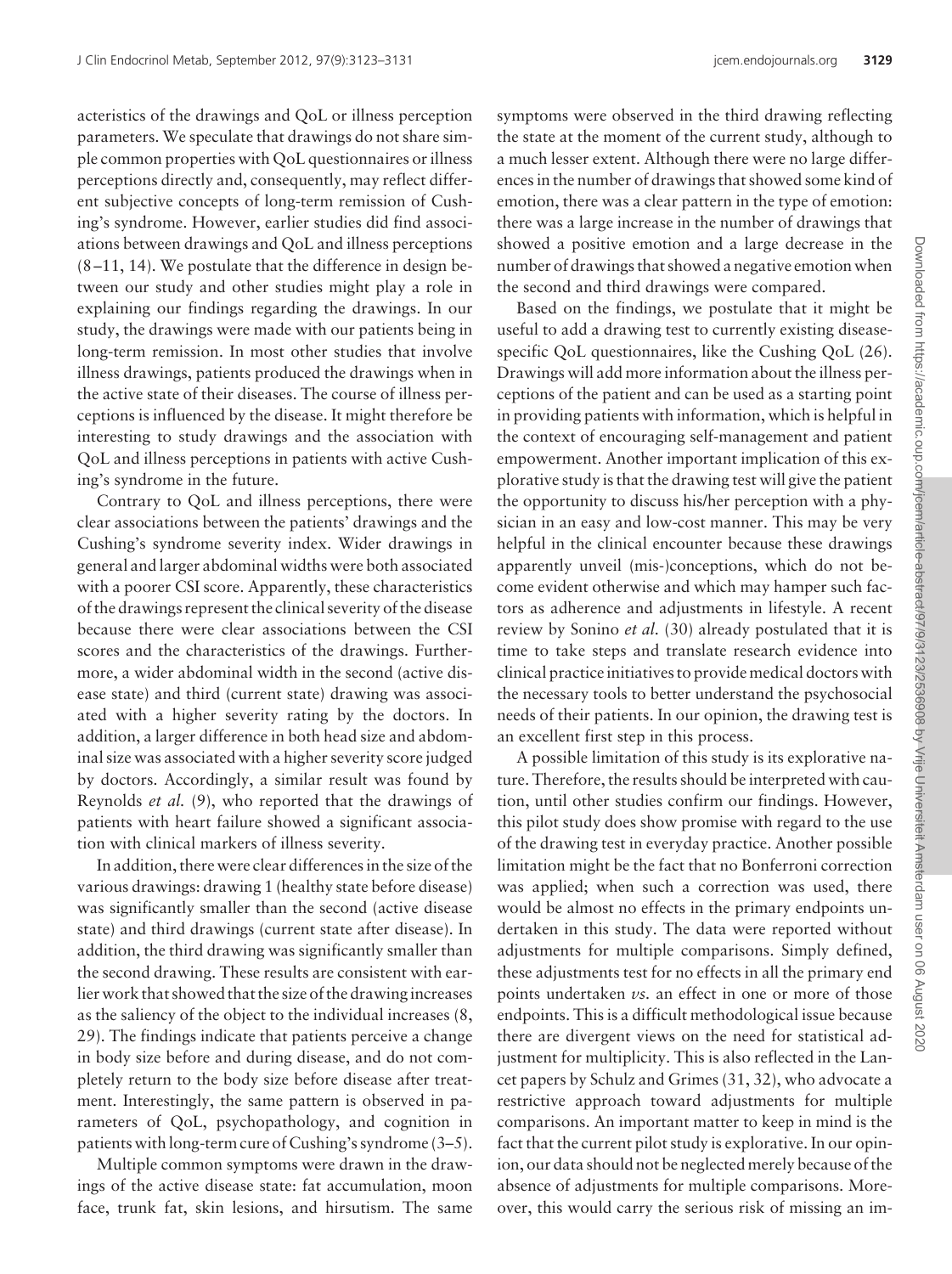acteristics of the drawings and QoL or illness perception parameters. We speculate that drawings do not share simple common properties with QoL questionnaires or illness perceptions directly and, consequently, may reflect different subjective concepts of long-term remission of Cushing's syndrome. However, earlier studies did find associations between drawings and QoL and illness perceptions (8–11, 14). We postulate that the difference in design between our study and other studies might play a role in explaining our findings regarding the drawings. In our study, the drawings were made with our patients being in long-term remission. In most other studies that involve illness drawings, patients produced the drawings when in the active state of their diseases. The course of illness perceptions is influenced by the disease. It might therefore be interesting to study drawings and the association with QoL and illness perceptions in patients with active Cushing's syndrome in the future.

Contrary to QoL and illness perceptions, there were clear associations between the patients' drawings and the Cushing's syndrome severity index. Wider drawings in general and larger abdominal widths were both associated with a poorer CSI score. Apparently, these characteristics of the drawings represent the clinical severity of the disease because there were clear associations between the CSI scores and the characteristics of the drawings. Furthermore, a wider abdominal width in the second (active disease state) and third (current state) drawing was associated with a higher severity rating by the doctors. In addition, a larger difference in both head size and abdominal size was associated with a higher severity score judged by doctors. Accordingly, a similar result was found by Reynolds *et al.* (9), who reported that the drawings of patients with heart failure showed a significant association with clinical markers of illness severity.

In addition, there were clear differences in the size of the various drawings: drawing 1 (healthy state before disease) was significantly smaller than the second (active disease state) and third drawings (current state after disease). In addition, the third drawing was significantly smaller than the second drawing. These results are consistent with earlier work that showed that the size of the drawing increases as the saliency of the object to the individual increases (8, 29). The findings indicate that patients perceive a change in body size before and during disease, and do not completely return to the body size before disease after treatment. Interestingly, the same pattern is observed in parameters of QoL, psychopathology, and cognition in patients with long-term cure of Cushing's syndrome (3–5).

Multiple common symptoms were drawn in the drawings of the active disease state: fat accumulation, moon face, trunk fat, skin lesions, and hirsutism. The same symptoms were observed in the third drawing reflecting the state at the moment of the current study, although to a much lesser extent. Although there were no large differences in the number of drawings that showed some kind of emotion, there was a clear pattern in the type of emotion: there was a large increase in the number of drawings that showed a positive emotion and a large decrease in the number of drawings that showed a negative emotion when the second and third drawings were compared.

Based on the findings, we postulate that it might be useful to add a drawing test to currently existing disease-specific QoL questionnaires, like the Cushing QoL (26). Drawings will add more information about the illness perceptions of the patient and can be used as a starting point in providing patients with information, which is helpful in the context of encouraging self-management and patient empowerment. Another important implication of this explorative study is that the drawing test will give the patient the opportunity to discuss his/her perception with a physician in an easy and low-cost manner. This may be very helpful in the clinical encounter because these drawings apparently unveil (mis-)conceptions, which do not become evident otherwise and which may hamper such factors as adherence and adjustments in lifestyle. A recent review by Sonino *et al.* (30) already postulated that it is time to take steps and translate research evidence into clinical practice initiatives to provide medical doctors with the necessary tools to better understand the psychosocial needs of their patients. In our opinion, the drawing test is an excellent first step in this process.

A possible limitation of this study is its explorative nature. Therefore, the results should be interpreted with caution, until other studies confirm our findings. However, this pilot study does show promise with regard to the use of the drawing test in everyday practice. Another possible limitation might be the fact that no Bonferroni correction was applied; when such a correction was used, there would be almost no effects in the primary endpoints undertaken in this study. The data were reported without adjustments for multiple comparisons. Simply defined, these adjustments test for no effects in all the primary end points undertaken *vs.* an effect in one or more of those endpoints. This is a difficult methodological issue because there are divergent views on the need for statistical adjustment for multiplicity. This is also reflected in the Lancet papers by Schulz and Grimes (31, 32), who advocate a restrictive approach toward adjustments for multiple comparisons. An important matter to keep in mind is the fact that the current pilot study is explorative. In our opinion, our data should not be neglected merely because of the absence of adjustments for multiple comparisons. Moreover, this would carry the serious risk of missing an im-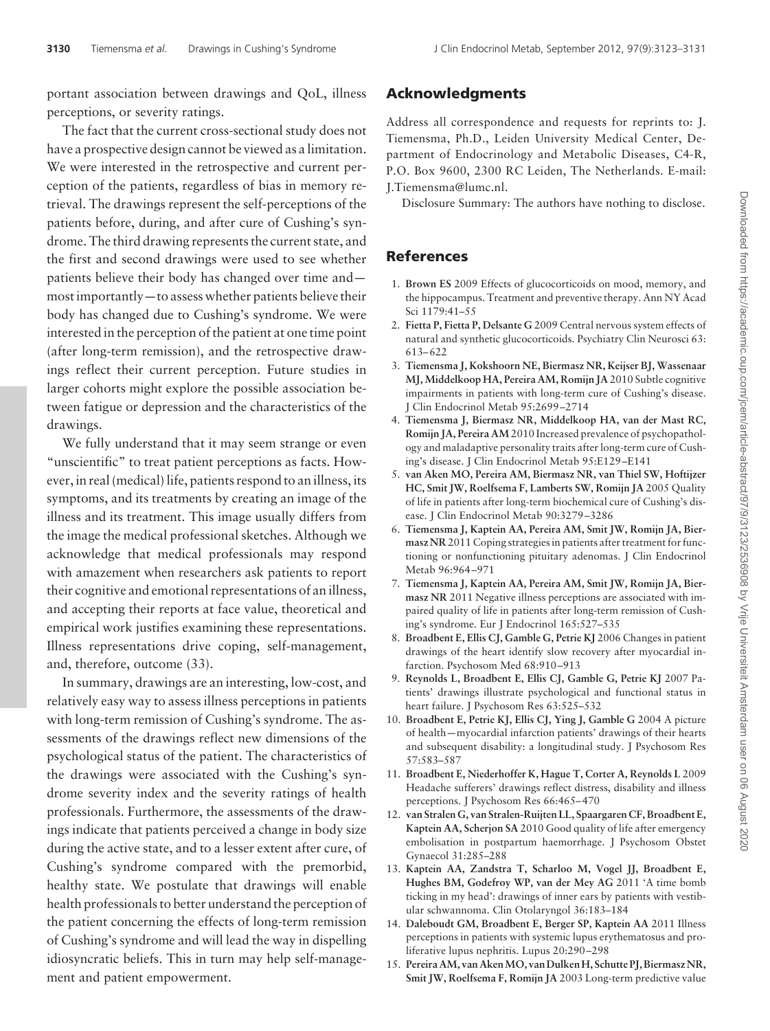portant association between drawings and QoL, illness perceptions, or severity ratings.

The fact that the current cross-sectional study does not have a prospective design cannot be viewed as a limitation. We were interested in the retrospective and current perception of the patients, regardless of bias in memory retrieval. The drawings represent the self-perceptions of the patients before, during, and after cure of Cushing's syndrome. The third drawing represents the current state, and the first and second drawings were used to see whether patients believe their body has changed over time and—most importantly—to assess whether patients believe their body has changed due to Cushing's syndrome. We were interested in the perception of the patient at one time point (after long-term remission), and the retrospective drawings reflect their current perception. Future studies in larger cohorts might explore the possible association between fatigue or depression and the characteristics of the drawings.

We fully understand that it may seem strange or even "unscientific" to treat patient perceptions as facts. However, in real (medical) life, patients respond to an illness, its symptoms, and its treatments by creating an image of the illness and its treatment. This image usually differs from the image the medical professional sketches. Although we acknowledge that medical professionals may respond with amazement when researchers ask patients to report their cognitive and emotional representations of an illness, and accepting their reports at face value, theoretical and empirical work justifies examining these representations. Illness representations drive coping, self-management, and, therefore, outcome (33).

In summary, drawings are an interesting, low-cost, and relatively easy way to assess illness perceptions in patients with long-term remission of Cushing's syndrome. The assessments of the drawings reflect new dimensions of the psychological status of the patient. The characteristics of the drawings were associated with the Cushing's syndrome severity index and the severity ratings of health professionals. Furthermore, the assessments of the drawings indicate that patients perceived a change in body size during the active state, and to a lesser extent after cure, of Cushing's syndrome compared with the premorbid, healthy state. We postulate that drawings will enable health professionals to better understand the perception of the patient concerning the effects of long-term remission of Cushing's syndrome and will lead the way in dispelling idiosyncratic beliefs. This in turn may help self-management and patient empowerment.

## Acknowledgments

Address all correspondence and requests for reprints to: J. Tiemensma, Ph.D., Leiden University Medical Center, Department of Endocrinology and Metabolic Diseases, C4-R, P.O. Box 9600, 2300 RC Leiden, The Netherlands. E-mail: J.Tiemensma@lumc.nl.

Disclosure Summary: The authors have nothing to disclose.

## References

1. **Brown ES** 2009 Effects of glucocorticoids on mood, memory, and the hippocampus. Treatment and preventive therapy. Ann NY Acad Sci 1179:41–55
2. **Fietta P, Fietta P, Delsante G** 2009 Central nervous system effects of natural and synthetic glucocorticoids. Psychiatry Clin Neurosci 63: 613–622
3. **Tiemensma J, Kokshoorn NE, Biermasz NR, Keijser BJ, Wassenaar MJ, Middelkoop HA, Pereira AM, Romijn JA** 2010 Subtle cognitive impairments in patients with long-term cure of Cushing's disease. J Clin Endocrinol Metab 95:2699–2714
4. **Tiemensma J, Biermasz NR, Middelkoop HA, van der Mast RC, Romijn JA, Pereira AM** 2010 Increased prevalence of psychopathology and maladaptive personality traits after long-term cure of Cushing's disease. J Clin Endocrinol Metab 95:E129–E141
5. **van Aken MO, Pereira AM, Biermasz NR, van Thiel SW, Hoftijzer HC, Smit JW, Roelfsema F, Lamberts SW, Romijn JA** 2005 Quality of life in patients after long-term biochemical cure of Cushing's disease. J Clin Endocrinol Metab 90:3279–3286
6. **Tiemensma J, Kaptein AA, Pereira AM, Smit JW, Romijn JA, Biermasz NR** 2011 Coping strategies in patients after treatment for functioning or nonfunctioning pituitary adenomas. J Clin Endocrinol Metab 96:964–971
7. **Tiemensma J, Kaptein AA, Pereira AM, Smit JW, Romijn JA, Biermasz NR** 2011 Negative illness perceptions are associated with impaired quality of life in patients after long-term remission of Cushing's syndrome. Eur J Endocrinol 165:527–535
8. **Broadbent E, Ellis CJ, Gamble G, Petrie KJ** 2006 Changes in patient drawings of the heart identify slow recovery after myocardial infarction. Psychosom Med 68:910–913
9. **Reynolds L, Broadbent E, Ellis CJ, Gamble G, Petrie KJ** 2007 Patients' drawings illustrate psychological and functional status in heart failure. J Psychosom Res 63:525–532
10. **Broadbent E, Petrie KJ, Ellis CJ, Ying J, Gamble G** 2004 A picture of health—myocardial infarction patients' drawings of their hearts and subsequent disability: a longitudinal study. J Psychosom Res 57:583–587
11. **Broadbent E, Niederhoffer K, Hague T, Corter A, Reynolds L** 2009 Headache sufferers' drawings reflect distress, disability and illness perceptions. J Psychosom Res 66:465–470
12. **van Stralen G, van Stralen-Ruijten LL, Spaargaren CF, Broadbent E, Kaptein AA, Scherjon SA** 2010 Good quality of life after emergency embolisation in postpartum haemorrhage. J Psychosom Obstet Gynaecol 31:285–288
13. **Kaptein AA, Zandstra T, Scharloo M, Vogel JJ, Broadbent E, Hughes BM, Godefroy WP, van der Mey AG** 2011 'A time bomb ticking in my head': drawings of inner ears by patients with vestibular schwannoma. Clin Otolaryngol 36:183–184
14. **Daleboudt GM, Broadbent E, Berger SP, Kaptein AA** 2011 Illness perceptions in patients with systemic lupus erythematosus and proliferative lupus nephritis. Lupus 20:290–298
15. **Pereira AM, van Aken MO, van Dulken H, Schutte PJ, Biermasz NR, Smit JW, Roelfsema F, Romijn JA** 2003 Long-term predictive value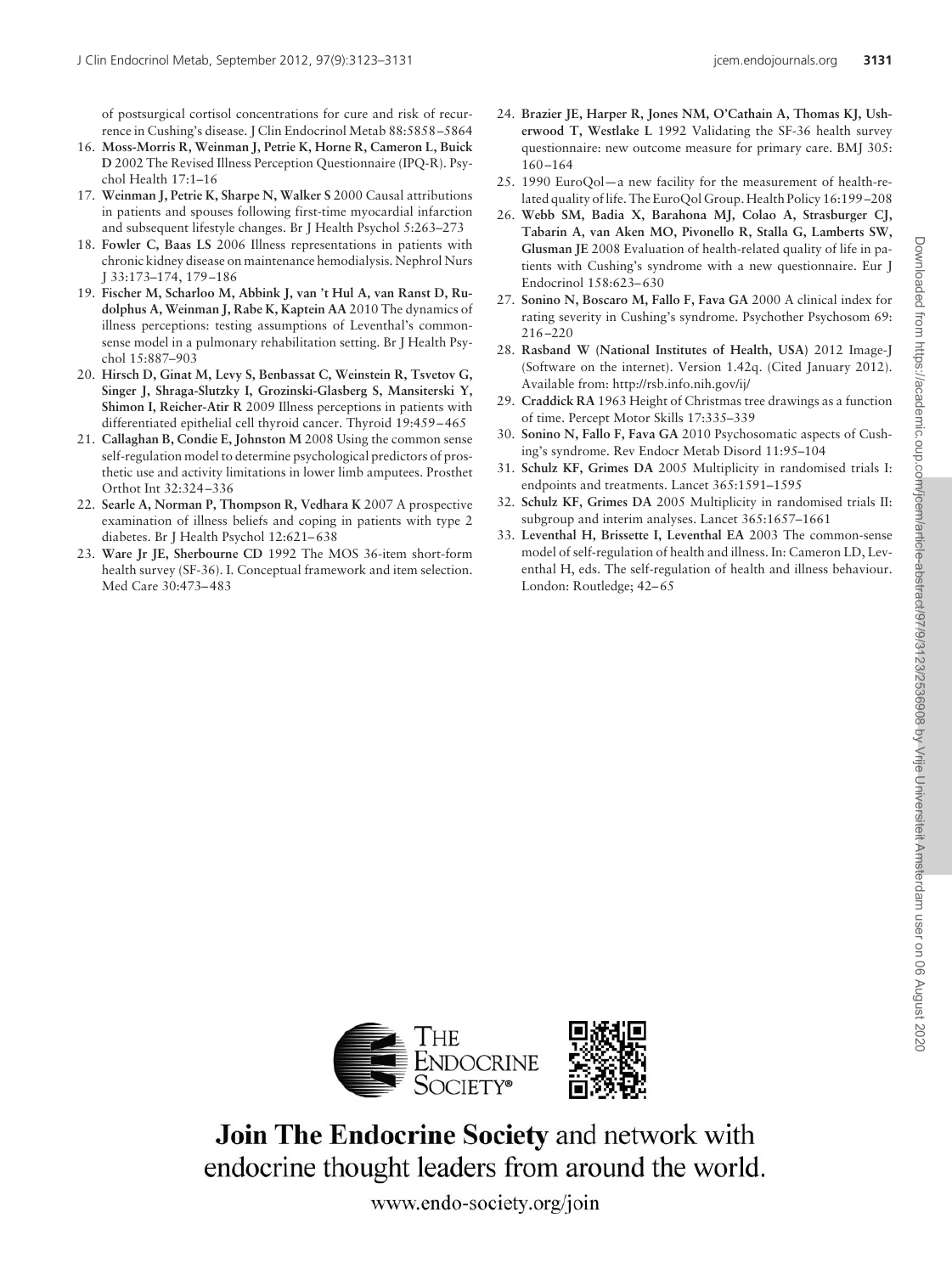of postsurgical cortisol concentrations for cure and risk of recurrence in Cushing's disease. J Clin Endocrinol Metab 88:5858–5864

16. **Moss-Morris R, Weinman J, Petrie K, Horne R, Cameron L, Buick D** 2002 The Revised Illness Perception Questionnaire (IPQ-R). Psychol Health 17:1–16
17. **Weinman J, Petrie K, Sharpe N, Walker S** 2000 Causal attributions in patients and spouses following first-time myocardial infarction and subsequent lifestyle changes. Br J Health Psychol 5:263–273
18. **Fowler C, Baas LS** 2006 Illness representations in patients with chronic kidney disease on maintenance hemodialysis. Nephrol Nurs J 33:173–174, 179–186
19. **Fischer M, Scharloo M, Abbink J, van 't Hul A, van Ranst D, Rudolphus A, Weinman J, Rabe K, Kaptein AA** 2010 The dynamics of illness perceptions: testing assumptions of Leventhal's common-sense model in a pulmonary rehabilitation setting. Br J Health Psychol 15:887–903
20. **Hirsch D, Ginat M, Levy S, Benbassat C, Weinstein R, Tsvetov G, Singer J, Shraga-Slutzky I, Grozinski-Glasberg S, Mansiterski Y, Shimon I, Reicher-Atir R** 2009 Illness perceptions in patients with differentiated epithelial cell thyroid cancer. Thyroid 19:459–465
21. **Callaghan B, Condie E, Johnston M** 2008 Using the common sense self-regulation model to determine psychological predictors of prosthetic use and activity limitations in lower limb amputees. Prosthet Orthot Int 32:324–336
22. **Searle A, Norman P, Thompson R, Vedhara K** 2007 A prospective examination of illness beliefs and coping in patients with type 2 diabetes. Br J Health Psychol 12:621–638
23. **Ware Jr JE, Sherbourne CD** 1992 The MOS 36-item short-form health survey (SF-36). I. Conceptual framework and item selection. Med Care 30:473–483
24. **Brazier JE, Harper R, Jones NM, O'Cathain A, Thomas KJ, Usherwood T, Westlake L** 1992 Validating the SF-36 health survey questionnaire: new outcome measure for primary care. BMJ 305:160–164
25. 1990 EuroQol—a new facility for the measurement of health-related quality of life. The EuroQol Group. Health Policy 16:199–208
26. **Webb SM, Badia X, Barahona MJ, Colao A, Strasburger CJ, Tabarin A, van Aken MO, Pivonello R, Stalla G, Lamberts SW, Glusman JE** 2008 Evaluation of health-related quality of life in patients with Cushing's syndrome with a new questionnaire. Eur J Endocrinol 158:623–630
27. **Sonino N, Boscaro M, Fallo F, Fava GA** 2000 A clinical index for rating severity in Cushing's syndrome. Psychother Psychosom 69:216–220
28. **Rasband W (National Institutes of Health, USA)** 2012 Image-J (Software on the internet). Version 1.42q. (Cited January 2012). Available from: http://rsb.info.nih.gov/ij/
29. **Craddick RA** 1963 Height of Christmas tree drawings as a function of time. Percept Motor Skills 17:335–339
30. **Sonino N, Fallo F, Fava GA** 2010 Psychosomatic aspects of Cushing's syndrome. Rev Endocr Metab Disord 11:95–104
31. **Schulz KF, Grimes DA** 2005 Multiplicity in randomised trials I: endpoints and treatments. Lancet 365:1591–1595
32. **Schulz KF, Grimes DA** 2005 Multiplicity in randomised trials II: subgroup and interim analyses. Lancet 365:1657–1661
33. **Leventhal H, Brissette I, Leventhal EA** 2003 The common-sense model of self-regulation of health and illness. In: Cameron LD, Leventhal H, eds. The self-regulation of health and illness behaviour. London: Routledge; 42–65

**Join The Endocrine Society** and network with endocrine thought leaders from around the world.

www.endo-society.org/join